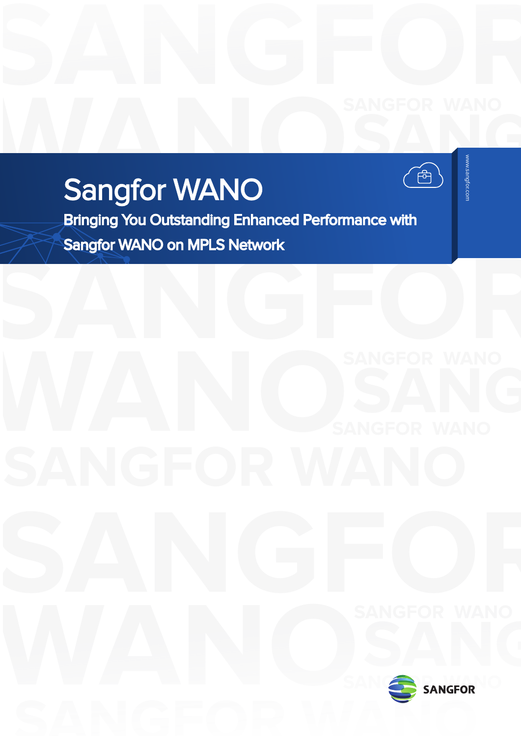# Sangfor WANO

## Bringing You Outstanding Enhanced Performance with Sangfor WANO on MPLS Network

www.sangfor.com

SANGFOR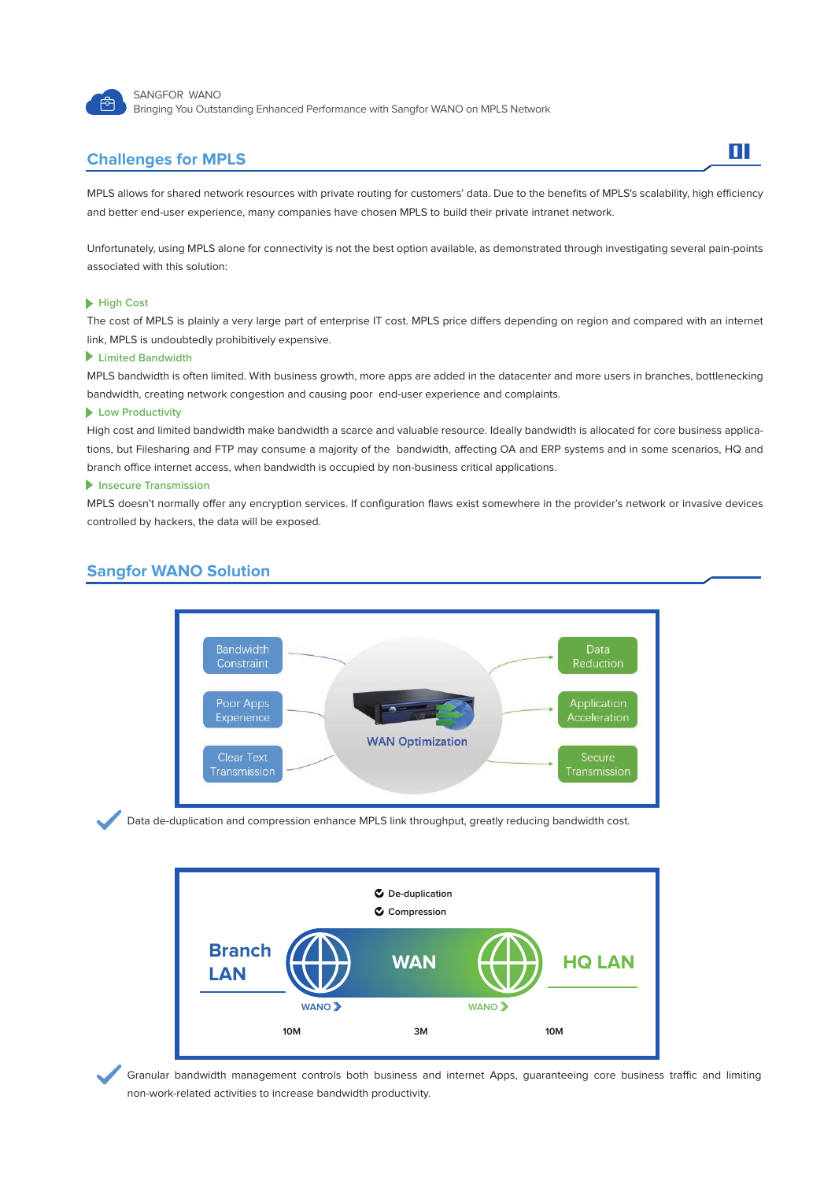## Challenges for MPLS

MPLS allows for shared network resources with private routing for customers' data. Due to the benefits of MPLS's scalability, high efficiency and better end-user experience, many companies have chosen MPLS to build their private intranet network.

Unfortunately, using MPLS alone for connectivity is not the best option available, as demonstrated through investigating several pain-points associated with this solution:

### High Cost

The cost of MPLS is plainly a very large part of enterprise IT cost. MPLS price differs depending on region and compared with an internet link, MPLS is undoubtedly prohibitively expensive.

### Limited Bandwidth

MPLS bandwidth is often limited. With business growth, more apps are added in the datacenter and more users in branches, bottlenecking bandwidth, creating network congestion and causing poor end-user experience and complaints.

### Low Productivity

High cost and limited bandwidth make bandwidth a scarce and valuable resource. Ideally bandwidth is allocated for core business applications, but Filesharing and FTP may consume a majority of the bandwidth, affecting OA and ERP systems and in some scenarios, HQ and branch office internet access, when bandwidth is occupied by non-business critical applications.

### Insecure Transmission

MPLS doesn't normally offer any encryption services. If configuration flaws exist somewhere in the provider's network or invasive devices controlled by hackers, the data will be exposed.

## Sangfor WANO Solution

Bandwidth Constraint → Data Reduction
Poor Apps Experience → Application Acceleration
Clear Text Transmission → Secure Transmission

WAN Optimization

✔ Data de-duplication and compression enhance MPLS link throughput, greatly reducing bandwidth cost.

- De-duplication
- Compression

Branch LAN — WANO — WAN — WANO — HQ LAN

10M — 3M — 10M

✔ Granular bandwidth management controls both business and internet Apps, guaranteeing core business traffic and limiting non-work-related activities to increase bandwidth productivity.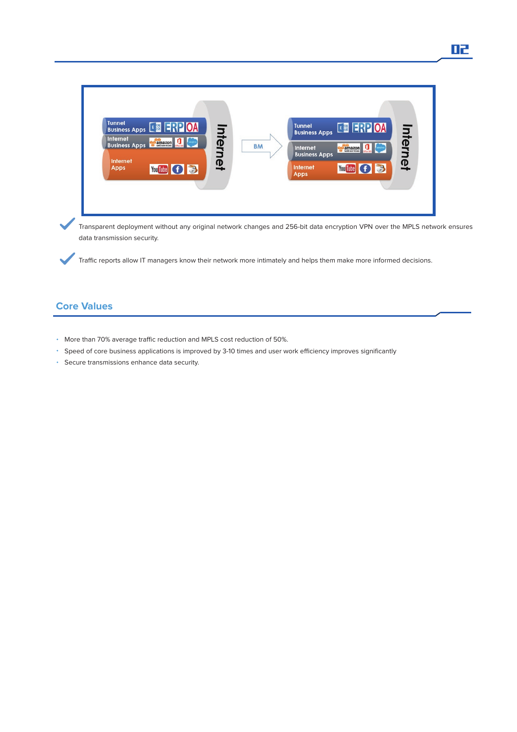Tunnel Business Apps | Internet Business Apps | Internet Apps → BM → Tunnel Business Apps | Internet Business Apps | Internet Apps

- Transparent deployment without any original network changes and 256-bit data encryption VPN over the MPLS network ensures data transmission security.
- Traffic reports allow IT managers know their network more intimately and helps them make more informed decisions.

## Core Values

- More than 70% average traffic reduction and MPLS cost reduction of 50%.
- Speed of core business applications is improved by 3-10 times and user work efficiency improves significantly
- Secure transmissions enhance data security.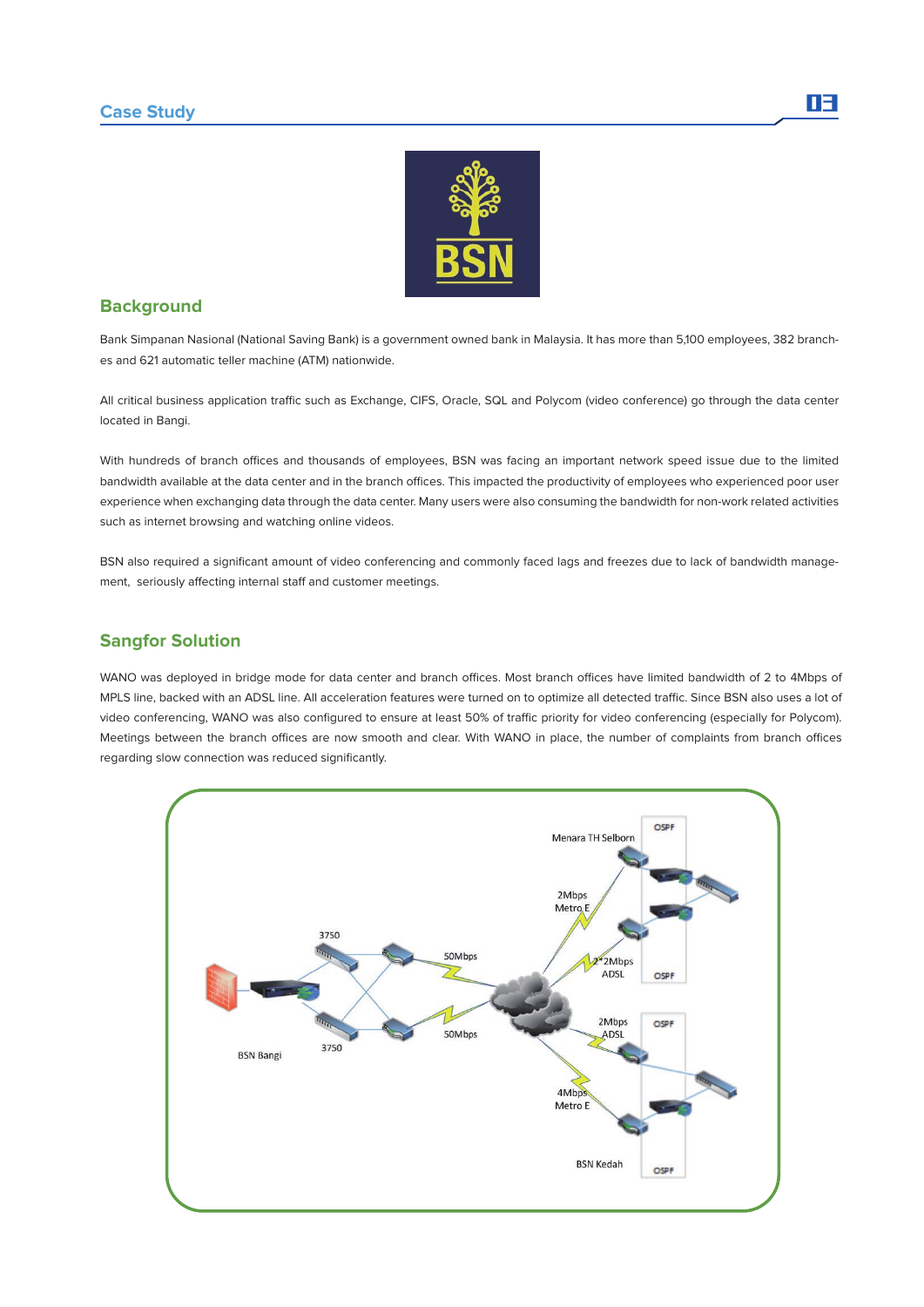## Background

Bank Simpanan Nasional (National Saving Bank) is a government owned bank in Malaysia. It has more than 5,100 employees, 382 branches and 621 automatic teller machine (ATM) nationwide.

All critical business application traffic such as Exchange, CIFS, Oracle, SQL and Polycom (video conference) go through the data center located in Bangi.

With hundreds of branch offices and thousands of employees, BSN was facing an important network speed issue due to the limited bandwidth available at the data center and in the branch offices. This impacted the productivity of employees who experienced poor user experience when exchanging data through the data center. Many users were also consuming the bandwidth for non-work related activities such as internet browsing and watching online videos.

BSN also required a significant amount of video conferencing and commonly faced lags and freezes due to lack of bandwidth management, seriously affecting internal staff and customer meetings.

## Sangfor Solution

WANO was deployed in bridge mode for data center and branch offices. Most branch offices have limited bandwidth of 2 to 4Mbps of MPLS line, backed with an ADSL line. All acceleration features were turned on to optimize all detected traffic. Since BSN also uses a lot of video conferencing, WANO was also configured to ensure at least 50% of traffic priority for video conferencing (especially for Polycom). Meetings between the branch offices are now smooth and clear. With WANO in place, the number of complaints from branch offices regarding slow connection was reduced significantly.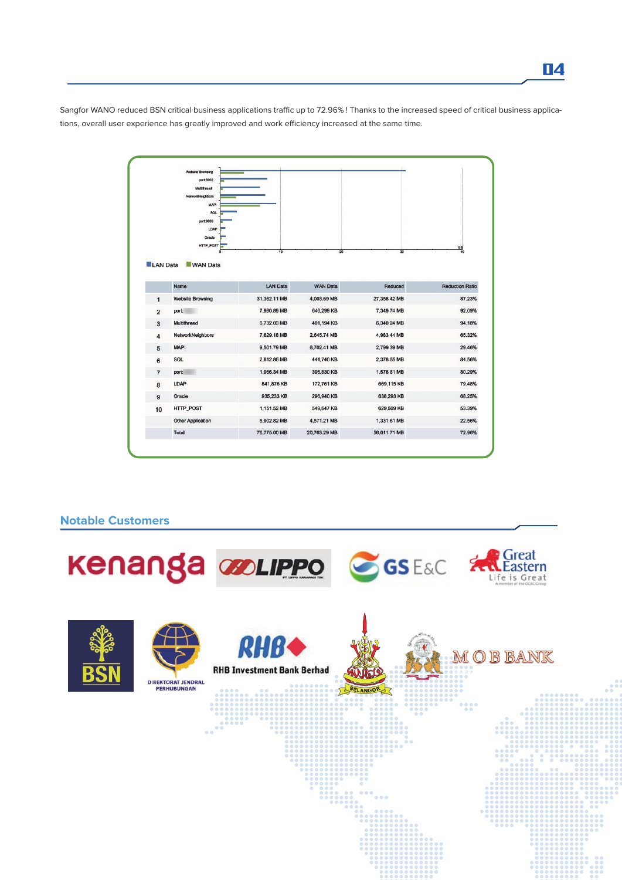Sangfor WANO reduced BSN critical business applications traffic up to 72.96% ! Thanks to the increased speed of critical business applications, overall user experience has greatly improved and work efficiency increased at the same time.

Website Browsing
port:9002
Multithread
NetworkNeighbors
MAPI
SQL
port:9000
LDAP
Oracle
HTTP_POST

0
10
20
30
GB
40

LAN Data
WAN Data

| | Name | LAN Data | WAN Data | Reduced | Reduction Ratio |
|---|---|---|---|---|---|
| 1 | Website Browsing | 31,362.11 MB | 4,003.69 MB | 27,358.42 MB | 87.23% |
| 2 | port: | 7,980.89 MB | 646,298 KB | 7,349.74 MB | 92.09% |
| 3 | Multithread | 6,732.03 MB | 401,194 KB | 6,340.24 MB | 94.18% |
| 4 | NetworkNeighbors | 7,629.18 MB | 2,645.74 MB | 4,983.44 MB | 65.32% |
| 5 | MAPI | 9,501.79 MB | 6,702.41 MB | 2,799.39 MB | 29.46% |
| 6 | SQL | 2,812.86 MB | 444,740 KB | 2,378.55 MB | 84.56% |
| 7 | port: | 1,966.34 MB | 396,830 KB | 1,578.81 MB | 80.29% |
| 8 | LDAP | 841,876 KB | 172,761 KB | 669,115 KB | 79.48% |
| 9 | Oracle | 935,233 KB | 296,940 KB | 638,293 KB | 68.25% |
| 10 | HTTP_POST | 1,151.52 MB | 540,647 KB | 629,509 KB | 53.39% |
| | Other Application | 5,902.82 MB | 4,571.21 MB | 1,331.61 MB | 22.56% |
| | Total | 76,775.00 MB | 20,763.29 MB | 56,011.71 MB | 72.96% |

## Notable Customers